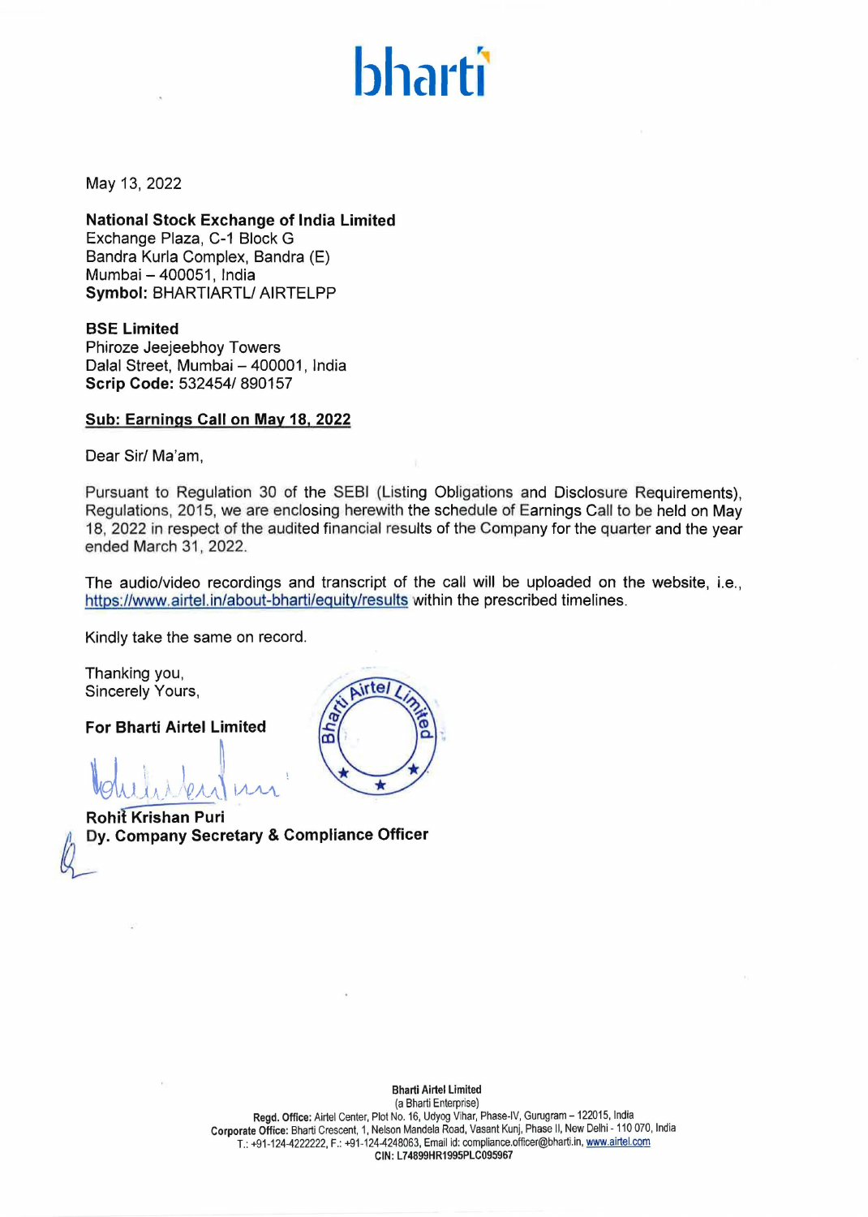bharti

May 13, 2022

**National Stock Exchange of India Limited**
Exchange Plaza, C-1 Block G
Bandra Kurla Complex, Bandra (E)
Mumbai – 400051, India
**Symbol:** BHARTIARTL/ AIRTELPP

**BSE Limited**
Phiroze Jeejeebhoy Towers
Dalal Street, Mumbai – 400001, India
**Scrip Code:** 532454/ 890157

**Sub: Earnings Call on May 18, 2022**

Dear Sir/ Ma'am,

Pursuant to Regulation 30 of the SEBI (Listing Obligations and Disclosure Requirements), Regulations, 2015, we are enclosing herewith the schedule of Earnings Call to be held on May 18, 2022 in respect of the audited financial results of the Company for the quarter and the year ended March 31, 2022.

The audio/video recordings and transcript of the call will be uploaded on the website, i.e., https://www.airtel.in/about-bharti/equity/results within the prescribed timelines.

Kindly take the same on record.

Thanking you,
Sincerely Yours,

**For Bharti Airtel Limited**

**Rohit Krishan Puri**
**Dy. Company Secretary & Compliance Officer**

**Bharti Airtel Limited**
(a Bharti Enterprise)
**Regd. Office:** Airtel Center, Plot No. 16, Udyog Vihar, Phase-IV, Gurugram – 122015, India
**Corporate Office:** Bharti Crescent, 1, Nelson Mandela Road, Vasant Kunj, Phase II, New Delhi - 110 070, India
T.: +91-124-4222222, F.: +91-124-4248063, Email id: compliance.officer@bharti.in, www.airtel.com
**CIN: L74899HR1995PLC095967**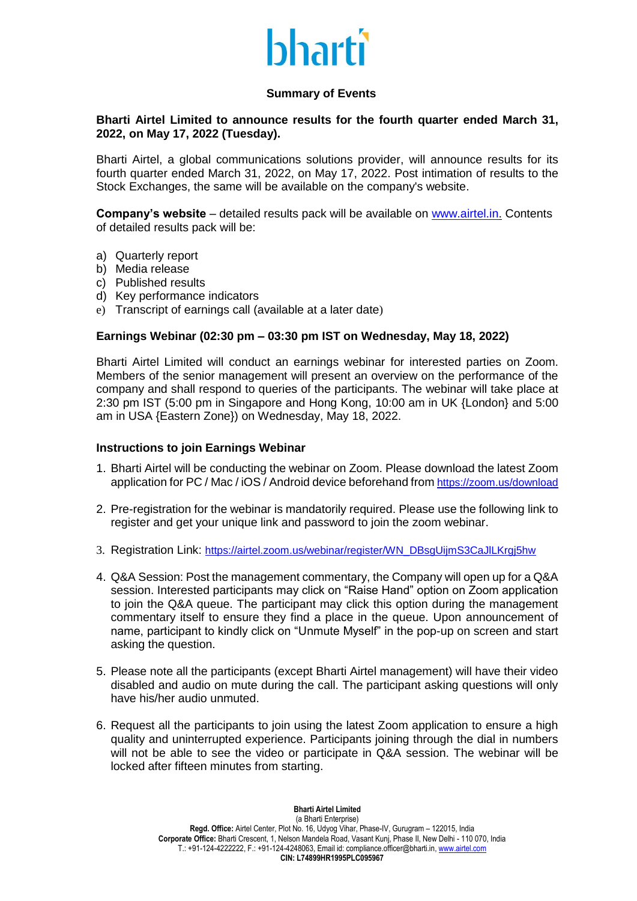# bharti

## Summary of Events

**Bharti Airtel Limited to announce results for the fourth quarter ended March 31, 2022, on May 17, 2022 (Tuesday).**

Bharti Airtel, a global communications solutions provider, will announce results for its fourth quarter ended March 31, 2022, on May 17, 2022. Post intimation of results to the Stock Exchanges, the same will be available on the company's website.

**Company's website** – detailed results pack will be available on www.airtel.in. Contents of detailed results pack will be:

a) Quarterly report
b) Media release
c) Published results
d) Key performance indicators
e) Transcript of earnings call (available at a later date)

### Earnings Webinar (02:30 pm – 03:30 pm IST on Wednesday, May 18, 2022)

Bharti Airtel Limited will conduct an earnings webinar for interested parties on Zoom. Members of the senior management will present an overview on the performance of the company and shall respond to queries of the participants. The webinar will take place at 2:30 pm IST (5:00 pm in Singapore and Hong Kong, 10:00 am in UK {London} and 5:00 am in USA {Eastern Zone}) on Wednesday, May 18, 2022.

### Instructions to join Earnings Webinar

1. Bharti Airtel will be conducting the webinar on Zoom. Please download the latest Zoom application for PC / Mac / iOS / Android device beforehand from https://zoom.us/download

2. Pre-registration for the webinar is mandatorily required. Please use the following link to register and get your unique link and password to join the zoom webinar.

3. Registration Link: https://airtel.zoom.us/webinar/register/WN_DBsgUijmS3CaJlLKrgj5hw

4. Q&A Session: Post the management commentary, the Company will open up for a Q&A session. Interested participants may click on "Raise Hand" option on Zoom application to join the Q&A queue. The participant may click this option during the management commentary itself to ensure they find a place in the queue. Upon announcement of name, participant to kindly click on "Unmute Myself" in the pop-up on screen and start asking the question.

5. Please note all the participants (except Bharti Airtel management) will have their video disabled and audio on mute during the call. The participant asking questions will only have his/her audio unmuted.

6. Request all the participants to join using the latest Zoom application to ensure a high quality and uninterrupted experience. Participants joining through the dial in numbers will not be able to see the video or participate in Q&A session. The webinar will be locked after fifteen minutes from starting.

**Bharti Airtel Limited**
(a Bharti Enterprise)
**Regd. Office:** Airtel Center, Plot No. 16, Udyog Vihar, Phase-IV, Gurugram – 122015, India
**Corporate Office:** Bharti Crescent, 1, Nelson Mandela Road, Vasant Kunj, Phase II, New Delhi - 110 070, India
T.: +91-124-4222222, F.: +91-124-4248063, Email id: compliance.officer@bharti.in, www.airtel.com
**CIN: L74899HR1995PLC095967**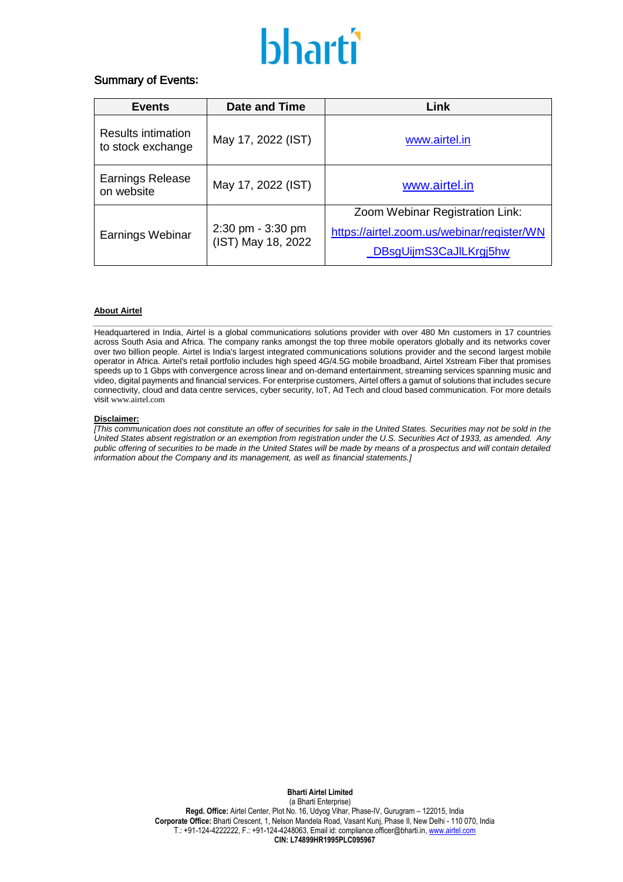bharti

## Summary of Events:

| Events | Date and Time | Link |
|---|---|---|
| Results intimation to stock exchange | May 17, 2022 (IST) | www.airtel.in |
| Earnings Release on website | May 17, 2022 (IST) | www.airtel.in |
| Earnings Webinar | 2:30 pm - 3:30 pm (IST) May 18, 2022 | Zoom Webinar Registration Link: https://airtel.zoom.us/webinar/register/WN_DBsgUijmS3CaJlLKrgj5hw |

**About Airtel**

Headquartered in India, Airtel is a global communications solutions provider with over 480 Mn customers in 17 countries across South Asia and Africa. The company ranks amongst the top three mobile operators globally and its networks cover over two billion people. Airtel is India's largest integrated communications solutions provider and the second largest mobile operator in Africa. Airtel's retail portfolio includes high speed 4G/4.5G mobile broadband, Airtel Xstream Fiber that promises speeds up to 1 Gbps with convergence across linear and on-demand entertainment, streaming services spanning music and video, digital payments and financial services. For enterprise customers, Airtel offers a gamut of solutions that includes secure connectivity, cloud and data centre services, cyber security, IoT, Ad Tech and cloud based communication. For more details visit www.airtel.com

**Disclaimer:**

*[This communication does not constitute an offer of securities for sale in the United States. Securities may not be sold in the United States absent registration or an exemption from registration under the U.S. Securities Act of 1933, as amended. Any public offering of securities to be made in the United States will be made by means of a prospectus and will contain detailed information about the Company and its management, as well as financial statements.]*

**Bharti Airtel Limited**
(a Bharti Enterprise)
**Regd. Office:** Airtel Center, Plot No. 16, Udyog Vihar, Phase-IV, Gurugram – 122015, India
**Corporate Office:** Bharti Crescent, 1, Nelson Mandela Road, Vasant Kunj, Phase II, New Delhi - 110 070, India
T.: +91-124-4222222, F.: +91-124-4248063, Email id: compliance.officer@bharti.in, www.airtel.com
**CIN: L74899HR1995PLC095967**